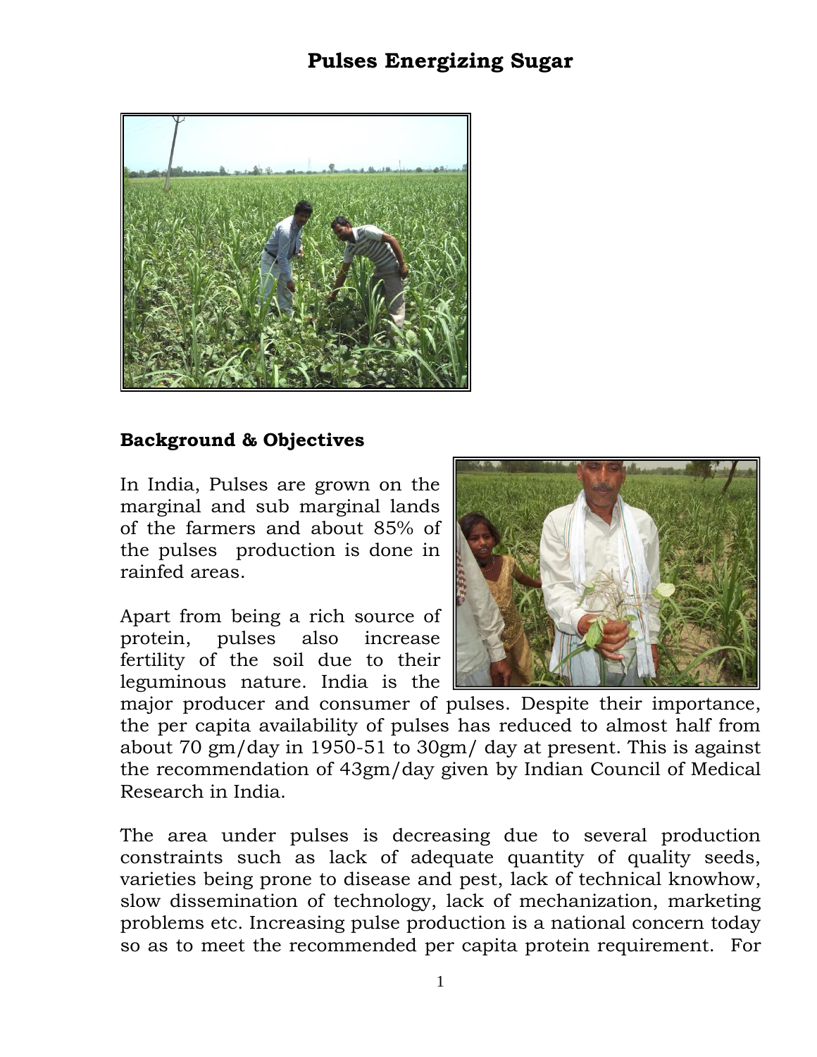# Pulses Energizing Sugar

## Background & Objectives

In India, Pulses are grown on the marginal and sub marginal lands of the farmers and about 85% of the pulses production is done in rainfed areas.

Apart from being a rich source of protein, pulses also increase fertility of the soil due to their leguminous nature. India is the major producer and consumer of pulses. Despite their importance, the per capita availability of pulses has reduced to almost half from about 70 gm/day in 1950-51 to 30gm/ day at present. This is against the recommendation of 43gm/day given by Indian Council of Medical Research in India.

The area under pulses is decreasing due to several production constraints such as lack of adequate quantity of quality seeds, varieties being prone to disease and pest, lack of technical knowhow, slow dissemination of technology, lack of mechanization, marketing problems etc. Increasing pulse production is a national concern today so as to meet the recommended per capita protein requirement. For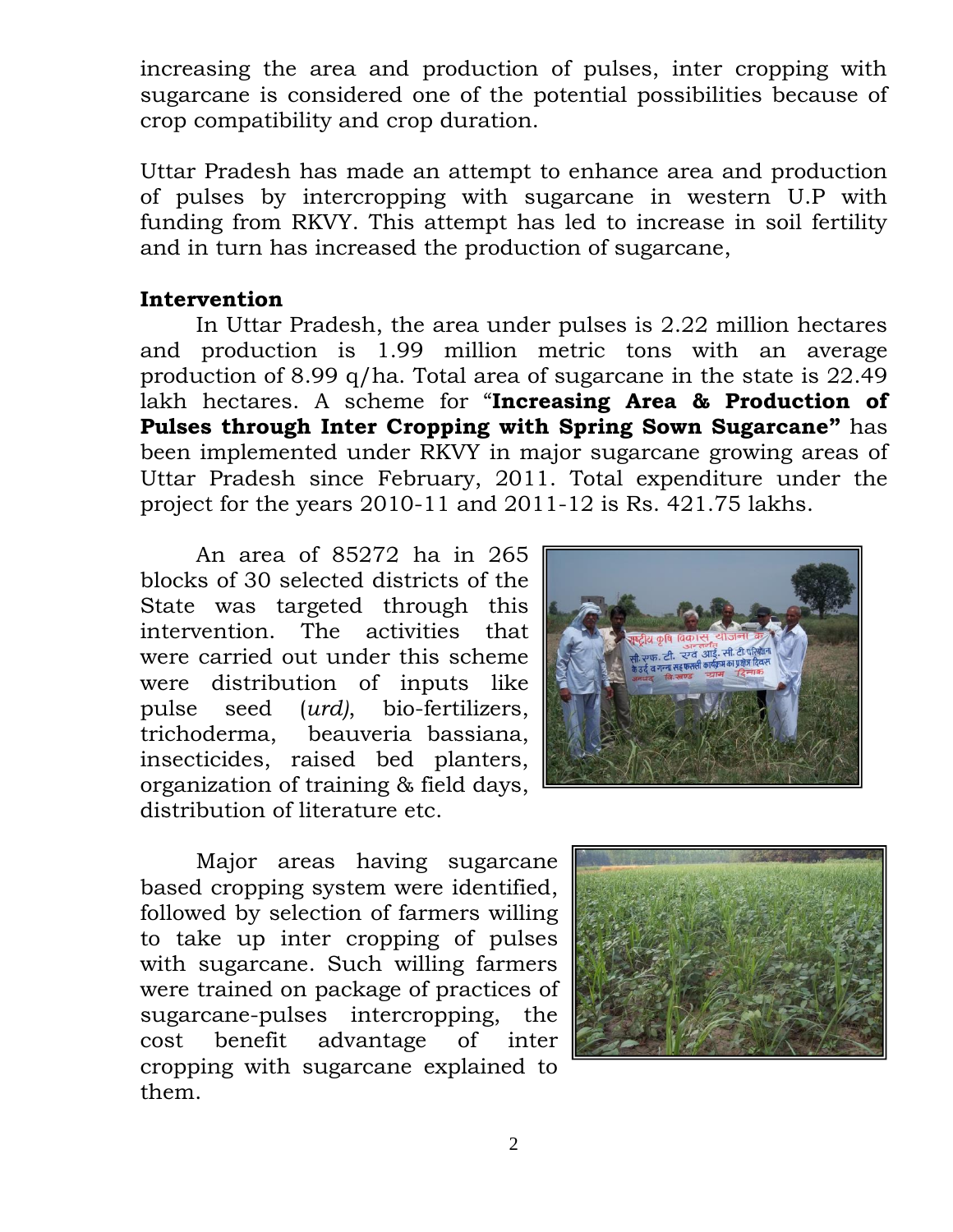increasing the area and production of pulses, inter cropping with sugarcane is considered one of the potential possibilities because of crop compatibility and crop duration.

Uttar Pradesh has made an attempt to enhance area and production of pulses by intercropping with sugarcane in western U.P with funding from RKVY. This attempt has led to increase in soil fertility and in turn has increased the production of sugarcane,

**Intervention**

In Uttar Pradesh, the area under pulses is 2.22 million hectares and production is 1.99 million metric tons with an average production of 8.99 q/ha. Total area of sugarcane in the state is 22.49 lakh hectares. A scheme for "**Increasing Area & Production of Pulses through Inter Cropping with Spring Sown Sugarcane"** has been implemented under RKVY in major sugarcane growing areas of Uttar Pradesh since February, 2011. Total expenditure under the project for the years 2010-11 and 2011-12 is Rs. 421.75 lakhs.

An area of 85272 ha in 265 blocks of 30 selected districts of the State was targeted through this intervention. The activities that were carried out under this scheme were distribution of inputs like pulse seed (*urd)*, bio-fertilizers, trichoderma, beauveria bassiana, insecticides, raised bed planters, organization of training & field days, distribution of literature etc.

Major areas having sugarcane based cropping system were identified, followed by selection of farmers willing to take up inter cropping of pulses with sugarcane. Such willing farmers were trained on package of practices of sugarcane-pulses intercropping, the cost benefit advantage of inter cropping with sugarcane explained to them.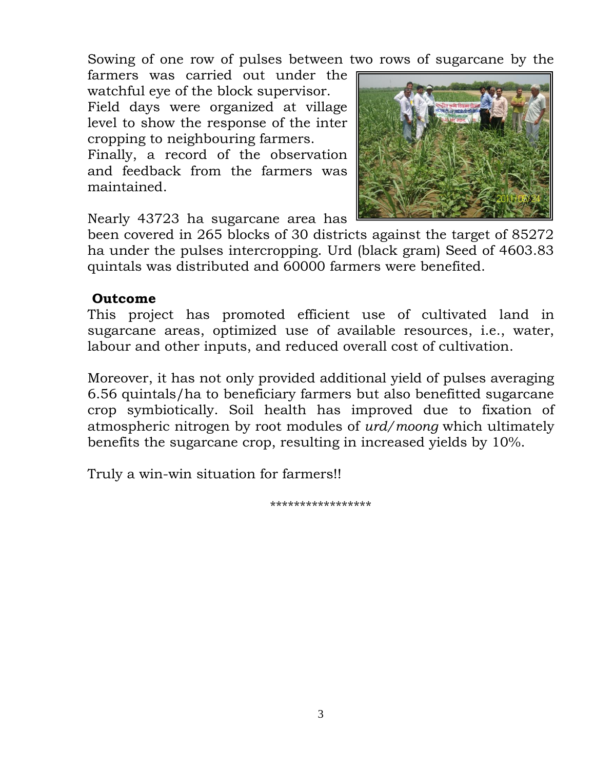Sowing of one row of pulses between two rows of sugarcane by the farmers was carried out under the watchful eye of the block supervisor.

Field days were organized at village level to show the response of the inter cropping to neighbouring farmers.

Finally, a record of the observation and feedback from the farmers was maintained.

Nearly 43723 ha sugarcane area has been covered in 265 blocks of 30 districts against the target of 85272 ha under the pulses intercropping. Urd (black gram) Seed of 4603.83 quintals was distributed and 60000 farmers were benefited.

**Outcome**

This project has promoted efficient use of cultivated land in sugarcane areas, optimized use of available resources, i.e., water, labour and other inputs, and reduced overall cost of cultivation.

Moreover, it has not only provided additional yield of pulses averaging 6.56 quintals/ha to beneficiary farmers but also benefitted sugarcane crop symbiotically. Soil health has improved due to fixation of atmospheric nitrogen by root modules of *urd/moong* which ultimately benefits the sugarcane crop, resulting in increased yields by 10%.

Truly a win-win situation for farmers!!

*****************